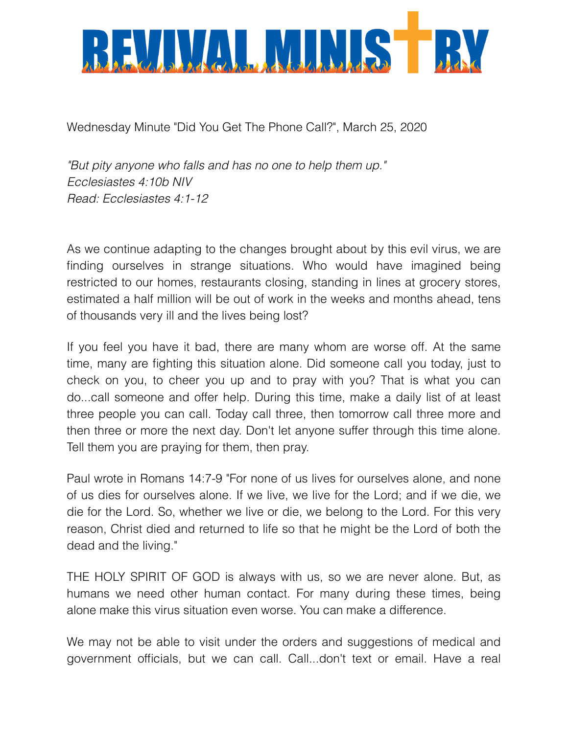# REVIVAL MINISTRY

Wednesday Minute "Did You Get The Phone Call?", March 25, 2020

*"But pity anyone who falls and has no one to help them up."*
*Ecclesiastes 4:10b NIV*
*Read: Ecclesiastes 4:1-12*

As we continue adapting to the changes brought about by this evil virus, we are finding ourselves in strange situations. Who would have imagined being restricted to our homes, restaurants closing, standing in lines at grocery stores, estimated a half million will be out of work in the weeks and months ahead, tens of thousands very ill and the lives being lost?

If you feel you have it bad, there are many whom are worse off. At the same time, many are fighting this situation alone. Did someone call you today, just to check on you, to cheer you up and to pray with you? That is what you can do...call someone and offer help. During this time, make a daily list of at least three people you can call. Today call three, then tomorrow call three more and then three or more the next day. Don't let anyone suffer through this time alone. Tell them you are praying for them, then pray.

Paul wrote in Romans 14:7-9 "For none of us lives for ourselves alone, and none of us dies for ourselves alone. If we live, we live for the Lord; and if we die, we die for the Lord. So, whether we live or die, we belong to the Lord. For this very reason, Christ died and returned to life so that he might be the Lord of both the dead and the living."

THE HOLY SPIRIT OF GOD is always with us, so we are never alone. But, as humans we need other human contact. For many during these times, being alone make this virus situation even worse. You can make a difference.

We may not be able to visit under the orders and suggestions of medical and government officials, but we can call. Call...don't text or email. Have a real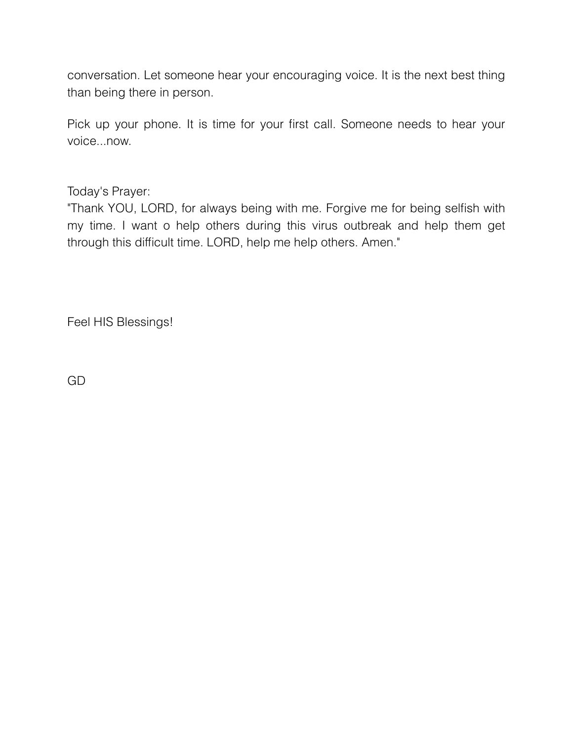conversation. Let someone hear your encouraging voice. It is the next best thing than being there in person.

Pick up your phone. It is time for your first call. Someone needs to hear your voice...now.

Today's Prayer:
"Thank YOU, LORD, for always being with me. Forgive me for being selfish with my time. I want o help others during this virus outbreak and help them get through this difficult time. LORD, help me help others. Amen."

Feel HIS Blessings!

GD